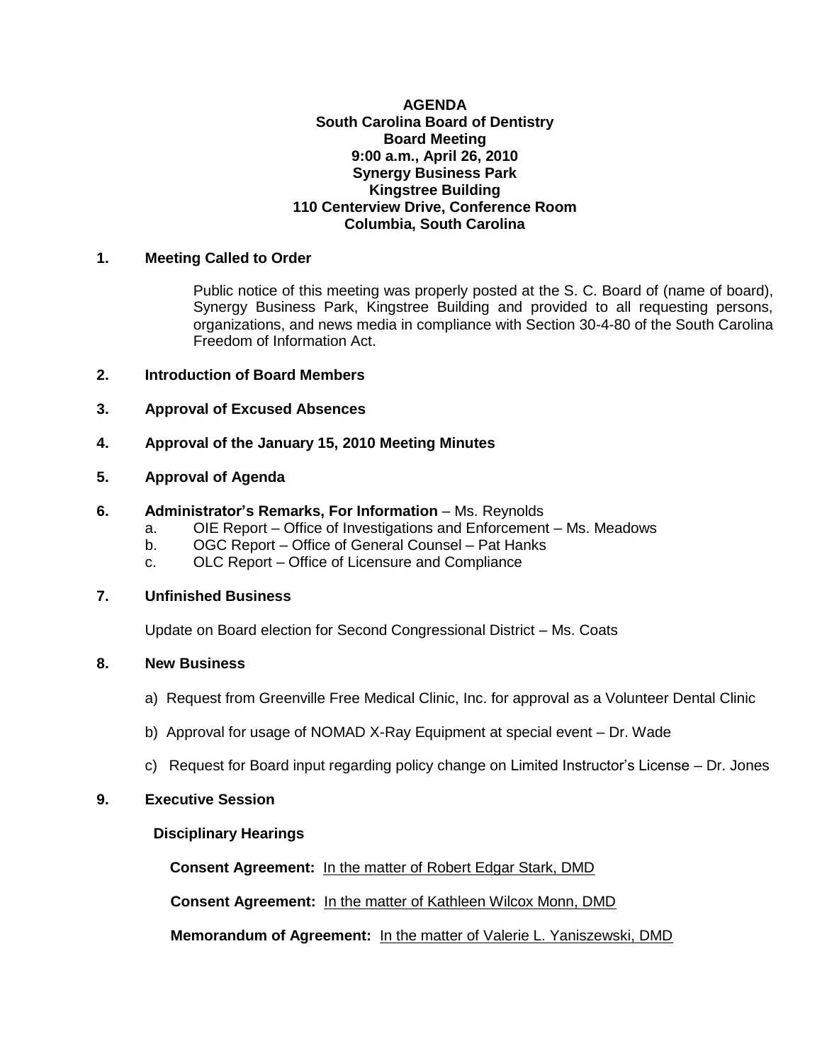# AGENDA
## South Carolina Board of Dentistry
### Board Meeting
**9:00 a.m., April 26, 2010**
**Synergy Business Park**
**Kingstree Building**
**110 Centerview Drive, Conference Room**
**Columbia, South Carolina**

**1. Meeting Called to Order**

Public notice of this meeting was properly posted at the S. C. Board of (name of board), Synergy Business Park, Kingstree Building and provided to all requesting persons, organizations, and news media in compliance with Section 30-4-80 of the South Carolina Freedom of Information Act.

**2. Introduction of Board Members**

**3. Approval of Excused Absences**

**4. Approval of the January 15, 2010 Meeting Minutes**

**5. Approval of Agenda**

**6. Administrator's Remarks, For Information** – Ms. Reynolds

a. OIE Report – Office of Investigations and Enforcement – Ms. Meadows
b. OGC Report – Office of General Counsel – Pat Hanks
c. OLC Report – Office of Licensure and Compliance

**7. Unfinished Business**

Update on Board election for Second Congressional District – Ms. Coats

**8. New Business**

a) Request from Greenville Free Medical Clinic, Inc. for approval as a Volunteer Dental Clinic

b) Approval for usage of NOMAD X-Ray Equipment at special event – Dr. Wade

c) Request for Board input regarding policy change on Limited Instructor's License – Dr. Jones

**9. Executive Session**

**Disciplinary Hearings**

**Consent Agreement:** In the matter of Robert Edgar Stark, DMD

**Consent Agreement:** In the matter of Kathleen Wilcox Monn, DMD

**Memorandum of Agreement:** In the matter of Valerie L. Yaniszewski, DMD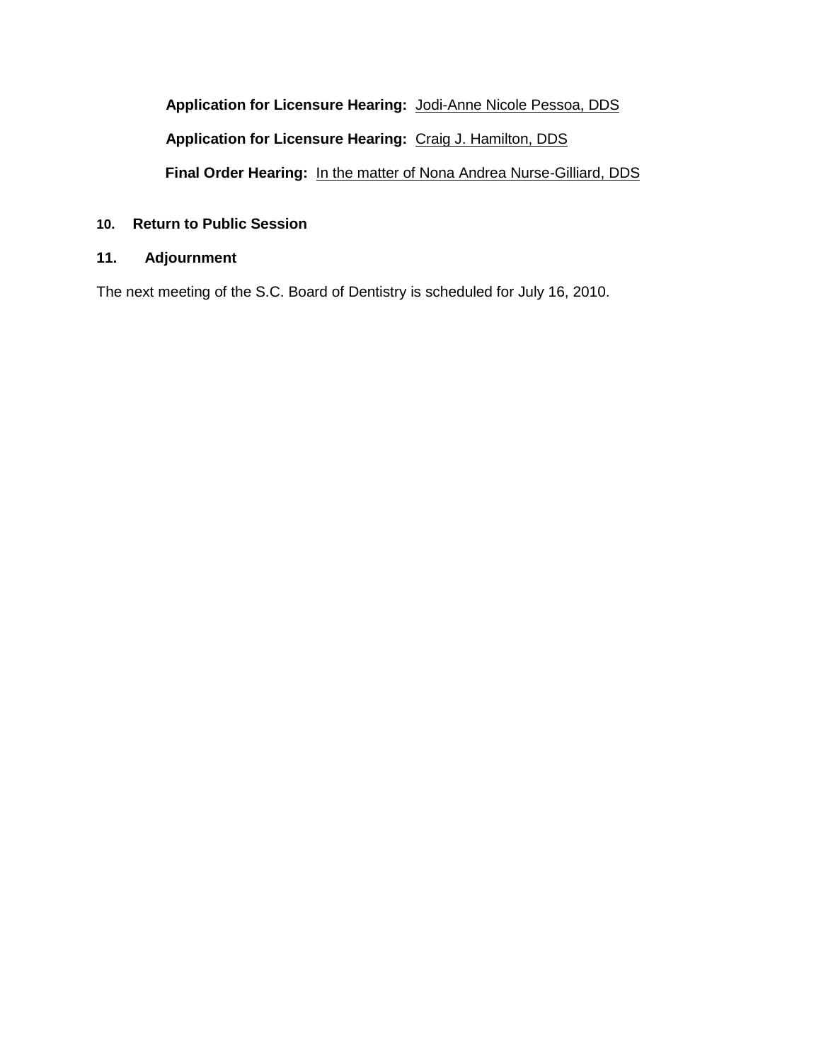**Application for Licensure Hearing:** Jodi-Anne Nicole Pessoa, DDS

**Application for Licensure Hearing:** Craig J. Hamilton, DDS

**Final Order Hearing:** In the matter of Nona Andrea Nurse-Gilliard, DDS

**10. Return to Public Session**

**11. Adjournment**

The next meeting of the S.C. Board of Dentistry is scheduled for July 16, 2010.